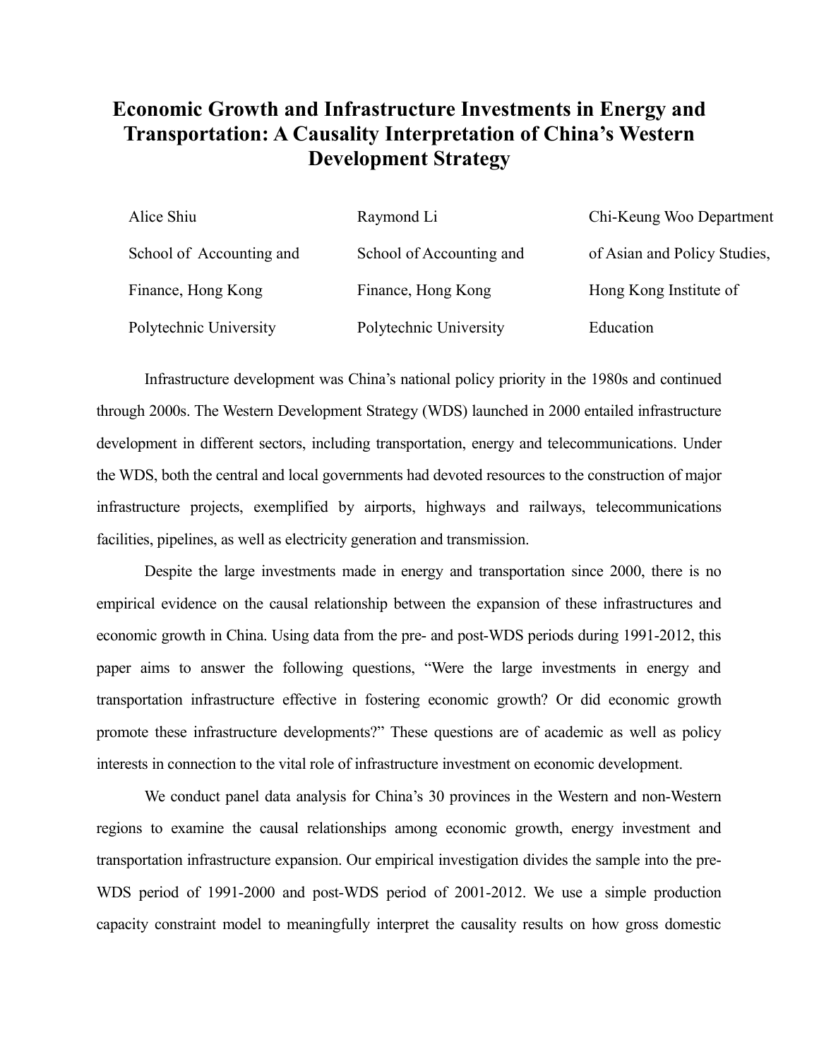# Economic Growth and Infrastructure Investments in Energy and Transportation: A Causality Interpretation of China's Western Development Strategy

Alice Shiu
School of Accounting and Finance, Hong Kong Polytechnic University

Raymond Li
School of Accounting and Finance, Hong Kong Polytechnic University

Chi-Keung Woo
Department of Asian and Policy Studies, Hong Kong Institute of Education

Infrastructure development was China's national policy priority in the 1980s and continued through 2000s. The Western Development Strategy (WDS) launched in 2000 entailed infrastructure development in different sectors, including transportation, energy and telecommunications. Under the WDS, both the central and local governments had devoted resources to the construction of major infrastructure projects, exemplified by airports, highways and railways, telecommunications facilities, pipelines, as well as electricity generation and transmission.

Despite the large investments made in energy and transportation since 2000, there is no empirical evidence on the causal relationship between the expansion of these infrastructures and economic growth in China. Using data from the pre- and post-WDS periods during 1991-2012, this paper aims to answer the following questions, "Were the large investments in energy and transportation infrastructure effective in fostering economic growth? Or did economic growth promote these infrastructure developments?" These questions are of academic as well as policy interests in connection to the vital role of infrastructure investment on economic development.

We conduct panel data analysis for China's 30 provinces in the Western and non-Western regions to examine the causal relationships among economic growth, energy investment and transportation infrastructure expansion. Our empirical investigation divides the sample into the pre-WDS period of 1991-2000 and post-WDS period of 2001-2012. We use a simple production capacity constraint model to meaningfully interpret the causality results on how gross domestic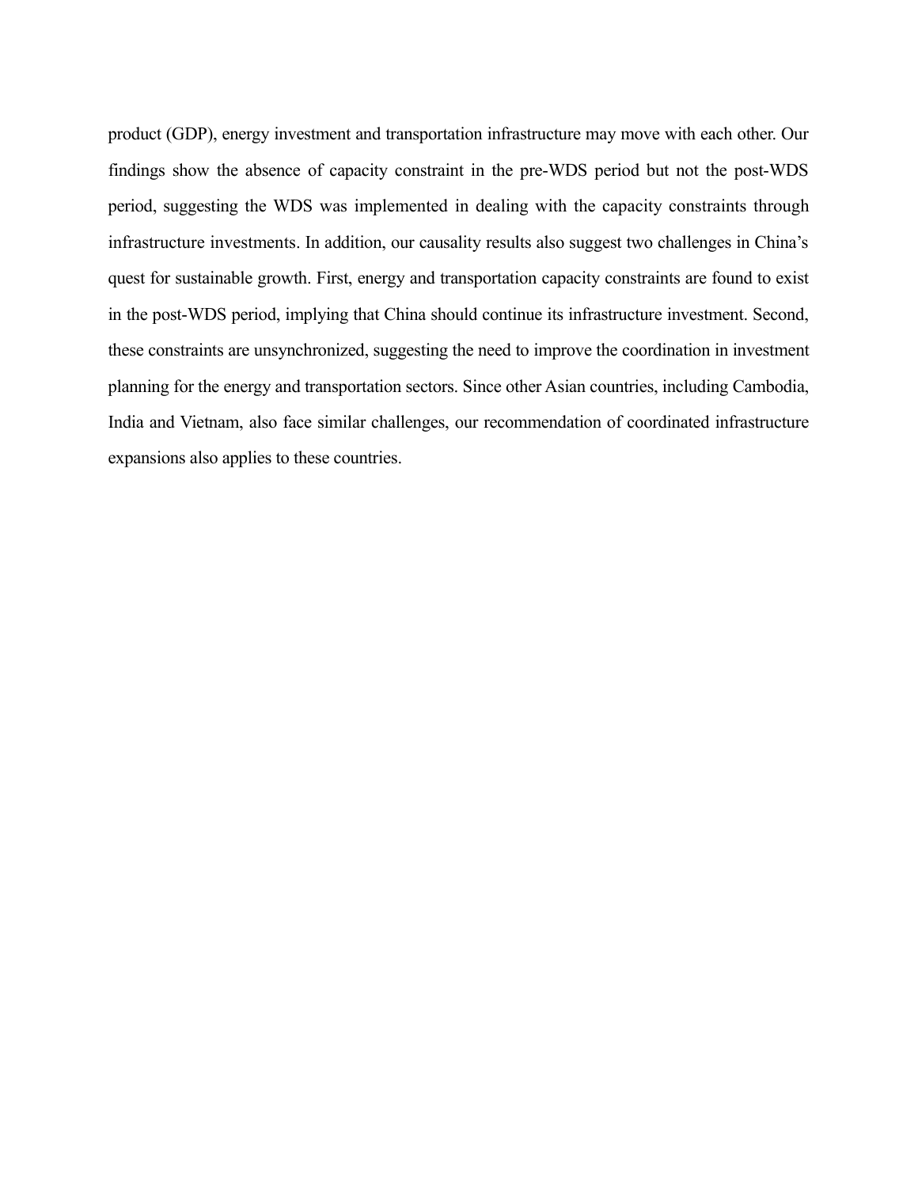product (GDP), energy investment and transportation infrastructure may move with each other. Our findings show the absence of capacity constraint in the pre-WDS period but not the post-WDS period, suggesting the WDS was implemented in dealing with the capacity constraints through infrastructure investments. In addition, our causality results also suggest two challenges in China's quest for sustainable growth. First, energy and transportation capacity constraints are found to exist in the post-WDS period, implying that China should continue its infrastructure investment. Second, these constraints are unsynchronized, suggesting the need to improve the coordination in investment planning for the energy and transportation sectors. Since other Asian countries, including Cambodia, India and Vietnam, also face similar challenges, our recommendation of coordinated infrastructure expansions also applies to these countries.